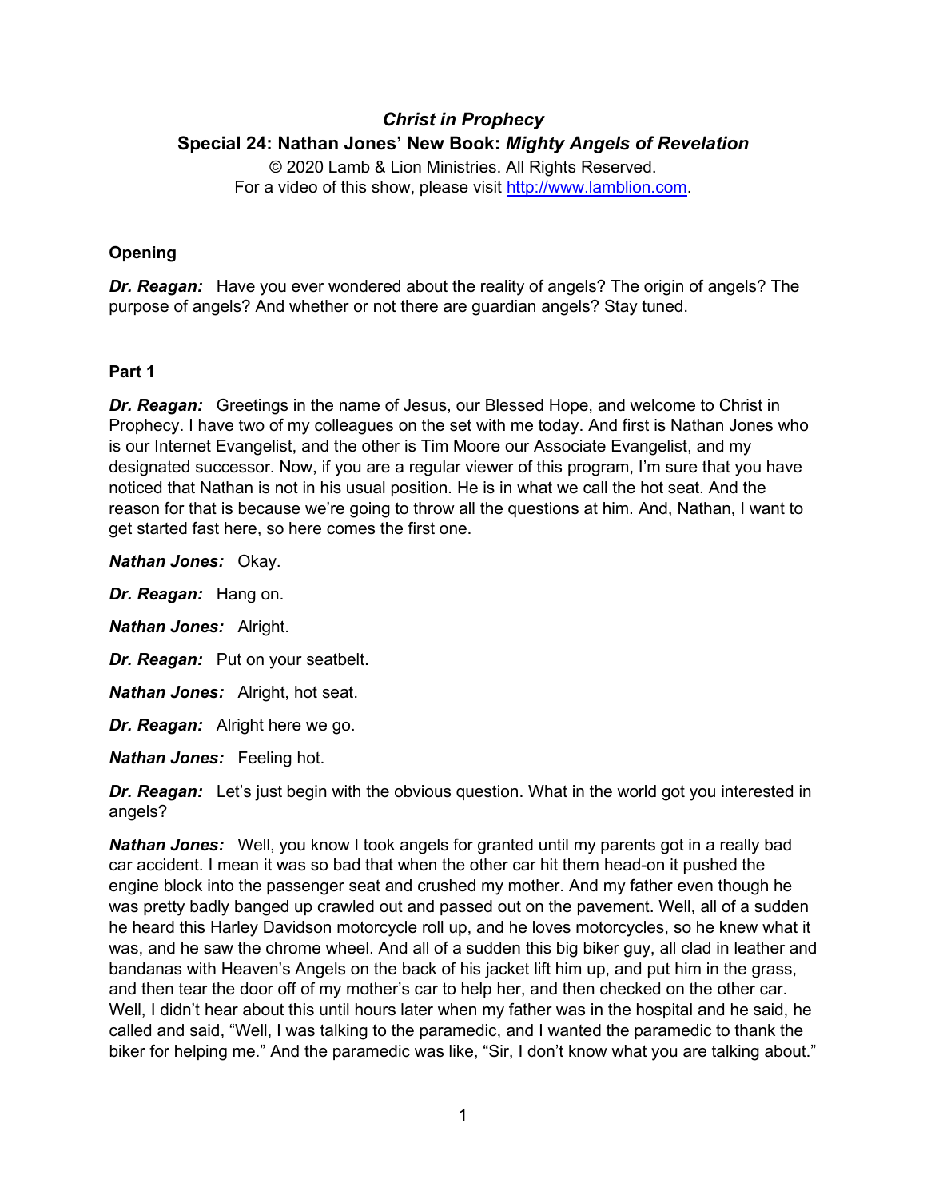# *Christ in Prophecy*

## Special 24: Nathan Jones' New Book: *Mighty Angels of Revelation*

© 2020 Lamb & Lion Ministries. All Rights Reserved.
For a video of this show, please visit http://www.lamblion.com.

### Opening

***Dr. Reagan:*** Have you ever wondered about the reality of angels? The origin of angels? The purpose of angels? And whether or not there are guardian angels? Stay tuned.

### Part 1

***Dr. Reagan:*** Greetings in the name of Jesus, our Blessed Hope, and welcome to Christ in Prophecy. I have two of my colleagues on the set with me today. And first is Nathan Jones who is our Internet Evangelist, and the other is Tim Moore our Associate Evangelist, and my designated successor. Now, if you are a regular viewer of this program, I'm sure that you have noticed that Nathan is not in his usual position. He is in what we call the hot seat. And the reason for that is because we're going to throw all the questions at him. And, Nathan, I want to get started fast here, so here comes the first one.

***Nathan Jones:*** Okay.

***Dr. Reagan:*** Hang on.

***Nathan Jones:*** Alright.

***Dr. Reagan:*** Put on your seatbelt.

***Nathan Jones:*** Alright, hot seat.

***Dr. Reagan:*** Alright here we go.

***Nathan Jones:*** Feeling hot.

***Dr. Reagan:*** Let's just begin with the obvious question. What in the world got you interested in angels?

***Nathan Jones:*** Well, you know I took angels for granted until my parents got in a really bad car accident. I mean it was so bad that when the other car hit them head-on it pushed the engine block into the passenger seat and crushed my mother. And my father even though he was pretty badly banged up crawled out and passed out on the pavement. Well, all of a sudden he heard this Harley Davidson motorcycle roll up, and he loves motorcycles, so he knew what it was, and he saw the chrome wheel. And all of a sudden this big biker guy, all clad in leather and bandanas with Heaven's Angels on the back of his jacket lift him up, and put him in the grass, and then tear the door off of my mother's car to help her, and then checked on the other car. Well, I didn't hear about this until hours later when my father was in the hospital and he said, he called and said, "Well, I was talking to the paramedic, and I wanted the paramedic to thank the biker for helping me." And the paramedic was like, "Sir, I don't know what you are talking about."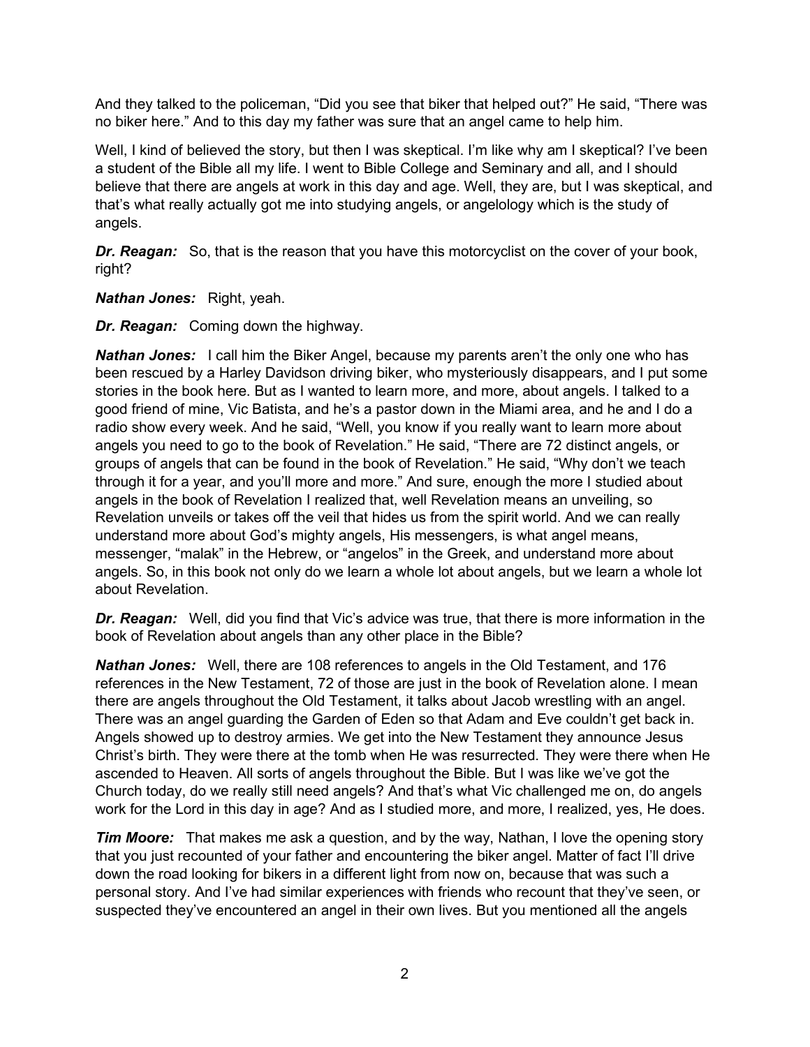And they talked to the policeman, "Did you see that biker that helped out?" He said, "There was no biker here." And to this day my father was sure that an angel came to help him.

Well, I kind of believed the story, but then I was skeptical. I'm like why am I skeptical? I've been a student of the Bible all my life. I went to Bible College and Seminary and all, and I should believe that there are angels at work in this day and age. Well, they are, but I was skeptical, and that's what really actually got me into studying angels, or angelology which is the study of angels.

***Dr. Reagan:*** So, that is the reason that you have this motorcyclist on the cover of your book, right?

***Nathan Jones:*** Right, yeah.

***Dr. Reagan:*** Coming down the highway.

***Nathan Jones:*** I call him the Biker Angel, because my parents aren't the only one who has been rescued by a Harley Davidson driving biker, who mysteriously disappears, and I put some stories in the book here. But as I wanted to learn more, and more, about angels. I talked to a good friend of mine, Vic Batista, and he's a pastor down in the Miami area, and he and I do a radio show every week. And he said, "Well, you know if you really want to learn more about angels you need to go to the book of Revelation." He said, "There are 72 distinct angels, or groups of angels that can be found in the book of Revelation." He said, "Why don't we teach through it for a year, and you'll more and more." And sure, enough the more I studied about angels in the book of Revelation I realized that, well Revelation means an unveiling, so Revelation unveils or takes off the veil that hides us from the spirit world. And we can really understand more about God's mighty angels, His messengers, is what angel means, messenger, "malak" in the Hebrew, or "angelos" in the Greek, and understand more about angels. So, in this book not only do we learn a whole lot about angels, but we learn a whole lot about Revelation.

***Dr. Reagan:*** Well, did you find that Vic's advice was true, that there is more information in the book of Revelation about angels than any other place in the Bible?

***Nathan Jones:*** Well, there are 108 references to angels in the Old Testament, and 176 references in the New Testament, 72 of those are just in the book of Revelation alone. I mean there are angels throughout the Old Testament, it talks about Jacob wrestling with an angel. There was an angel guarding the Garden of Eden so that Adam and Eve couldn't get back in. Angels showed up to destroy armies. We get into the New Testament they announce Jesus Christ's birth. They were there at the tomb when He was resurrected. They were there when He ascended to Heaven. All sorts of angels throughout the Bible. But I was like we've got the Church today, do we really still need angels? And that's what Vic challenged me on, do angels work for the Lord in this day in age? And as I studied more, and more, I realized, yes, He does.

***Tim Moore:*** That makes me ask a question, and by the way, Nathan, I love the opening story that you just recounted of your father and encountering the biker angel. Matter of fact I'll drive down the road looking for bikers in a different light from now on, because that was such a personal story. And I've had similar experiences with friends who recount that they've seen, or suspected they've encountered an angel in their own lives. But you mentioned all the angels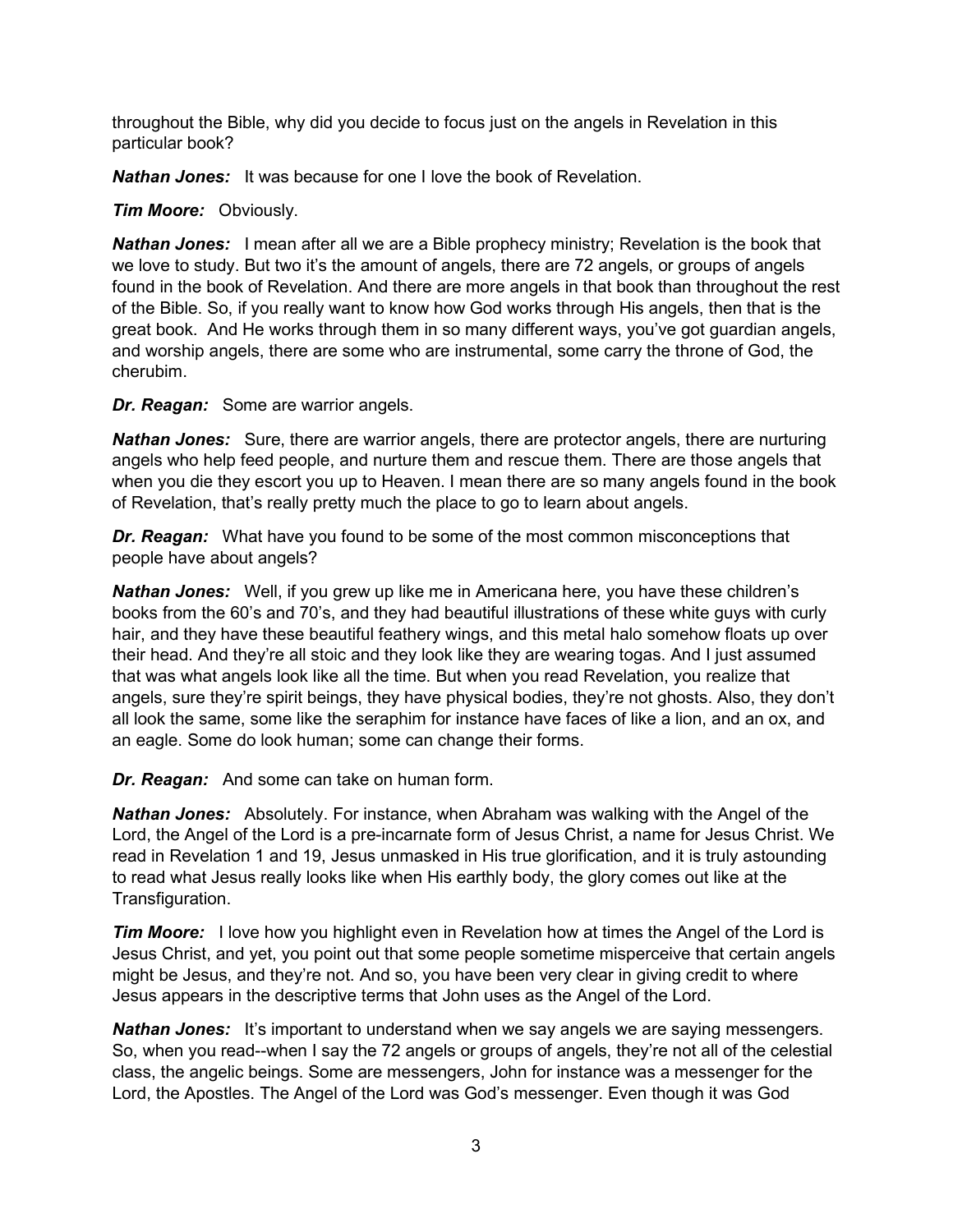throughout the Bible, why did you decide to focus just on the angels in Revelation in this particular book?

***Nathan Jones:*** It was because for one I love the book of Revelation.

***Tim Moore:*** Obviously.

***Nathan Jones:*** I mean after all we are a Bible prophecy ministry; Revelation is the book that we love to study. But two it's the amount of angels, there are 72 angels, or groups of angels found in the book of Revelation. And there are more angels in that book than throughout the rest of the Bible. So, if you really want to know how God works through His angels, then that is the great book. And He works through them in so many different ways, you've got guardian angels, and worship angels, there are some who are instrumental, some carry the throne of God, the cherubim.

***Dr. Reagan:*** Some are warrior angels.

***Nathan Jones:*** Sure, there are warrior angels, there are protector angels, there are nurturing angels who help feed people, and nurture them and rescue them. There are those angels that when you die they escort you up to Heaven. I mean there are so many angels found in the book of Revelation, that's really pretty much the place to go to learn about angels.

***Dr. Reagan:*** What have you found to be some of the most common misconceptions that people have about angels?

***Nathan Jones:*** Well, if you grew up like me in Americana here, you have these children's books from the 60's and 70's, and they had beautiful illustrations of these white guys with curly hair, and they have these beautiful feathery wings, and this metal halo somehow floats up over their head. And they're all stoic and they look like they are wearing togas. And I just assumed that was what angels look like all the time. But when you read Revelation, you realize that angels, sure they're spirit beings, they have physical bodies, they're not ghosts. Also, they don't all look the same, some like the seraphim for instance have faces of like a lion, and an ox, and an eagle. Some do look human; some can change their forms.

***Dr. Reagan:*** And some can take on human form.

***Nathan Jones:*** Absolutely. For instance, when Abraham was walking with the Angel of the Lord, the Angel of the Lord is a pre-incarnate form of Jesus Christ, a name for Jesus Christ. We read in Revelation 1 and 19, Jesus unmasked in His true glorification, and it is truly astounding to read what Jesus really looks like when His earthly body, the glory comes out like at the Transfiguration.

***Tim Moore:*** I love how you highlight even in Revelation how at times the Angel of the Lord is Jesus Christ, and yet, you point out that some people sometime misperceive that certain angels might be Jesus, and they're not. And so, you have been very clear in giving credit to where Jesus appears in the descriptive terms that John uses as the Angel of the Lord.

***Nathan Jones:*** It's important to understand when we say angels we are saying messengers. So, when you read--when I say the 72 angels or groups of angels, they're not all of the celestial class, the angelic beings. Some are messengers, John for instance was a messenger for the Lord, the Apostles. The Angel of the Lord was God's messenger. Even though it was God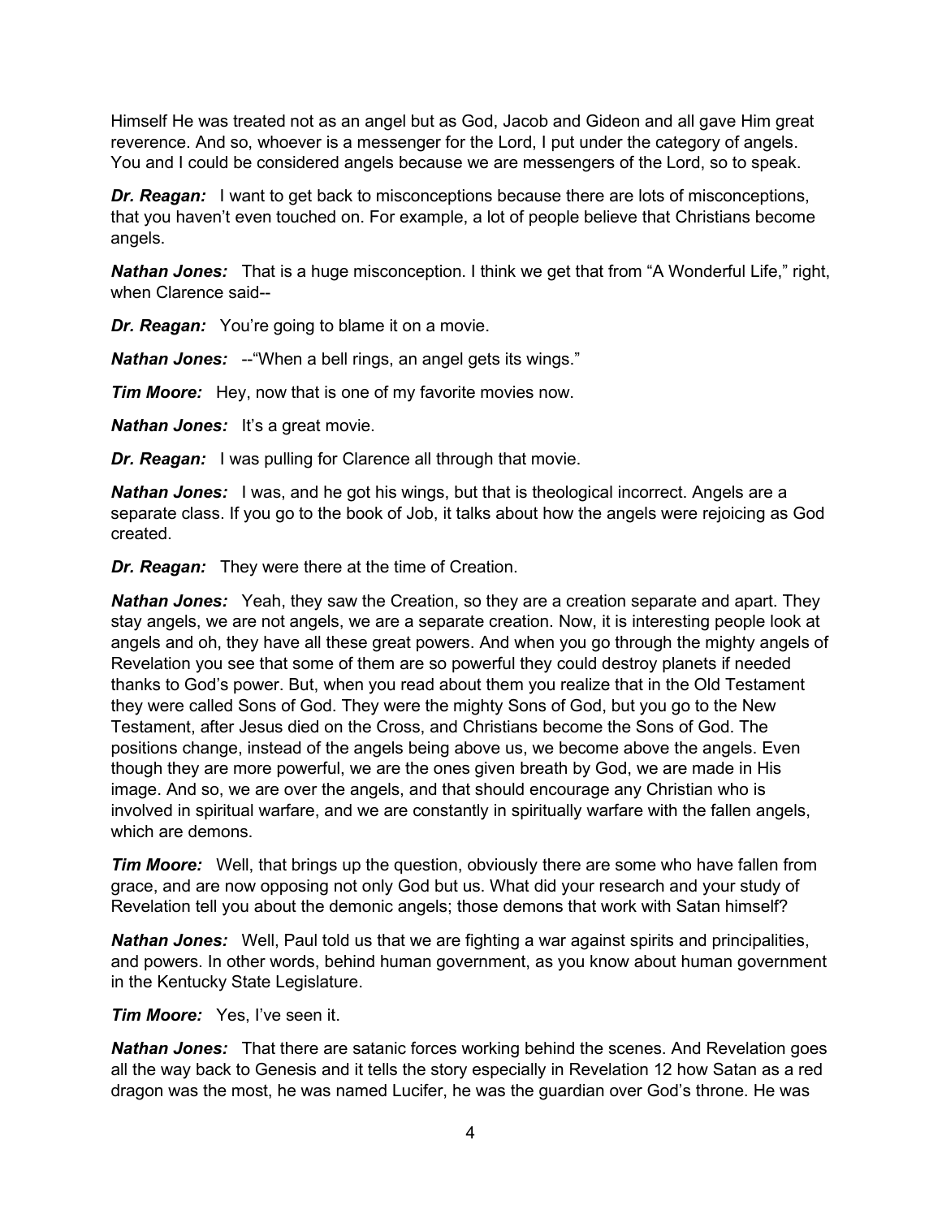Himself He was treated not as an angel but as God, Jacob and Gideon and all gave Him great reverence. And so, whoever is a messenger for the Lord, I put under the category of angels. You and I could be considered angels because we are messengers of the Lord, so to speak.

***Dr. Reagan:*** I want to get back to misconceptions because there are lots of misconceptions, that you haven't even touched on. For example, a lot of people believe that Christians become angels.

***Nathan Jones:*** That is a huge misconception. I think we get that from "A Wonderful Life," right, when Clarence said--

***Dr. Reagan:*** You're going to blame it on a movie.

***Nathan Jones:*** --"When a bell rings, an angel gets its wings."

***Tim Moore:*** Hey, now that is one of my favorite movies now.

***Nathan Jones:*** It's a great movie.

***Dr. Reagan:*** I was pulling for Clarence all through that movie.

***Nathan Jones:*** I was, and he got his wings, but that is theological incorrect. Angels are a separate class. If you go to the book of Job, it talks about how the angels were rejoicing as God created.

***Dr. Reagan:*** They were there at the time of Creation.

***Nathan Jones:*** Yeah, they saw the Creation, so they are a creation separate and apart. They stay angels, we are not angels, we are a separate creation. Now, it is interesting people look at angels and oh, they have all these great powers. And when you go through the mighty angels of Revelation you see that some of them are so powerful they could destroy planets if needed thanks to God's power. But, when you read about them you realize that in the Old Testament they were called Sons of God. They were the mighty Sons of God, but you go to the New Testament, after Jesus died on the Cross, and Christians become the Sons of God. The positions change, instead of the angels being above us, we become above the angels. Even though they are more powerful, we are the ones given breath by God, we are made in His image. And so, we are over the angels, and that should encourage any Christian who is involved in spiritual warfare, and we are constantly in spiritually warfare with the fallen angels, which are demons.

***Tim Moore:*** Well, that brings up the question, obviously there are some who have fallen from grace, and are now opposing not only God but us. What did your research and your study of Revelation tell you about the demonic angels; those demons that work with Satan himself?

***Nathan Jones:*** Well, Paul told us that we are fighting a war against spirits and principalities, and powers. In other words, behind human government, as you know about human government in the Kentucky State Legislature.

***Tim Moore:*** Yes, I've seen it.

***Nathan Jones:*** That there are satanic forces working behind the scenes. And Revelation goes all the way back to Genesis and it tells the story especially in Revelation 12 how Satan as a red dragon was the most, he was named Lucifer, he was the guardian over God's throne. He was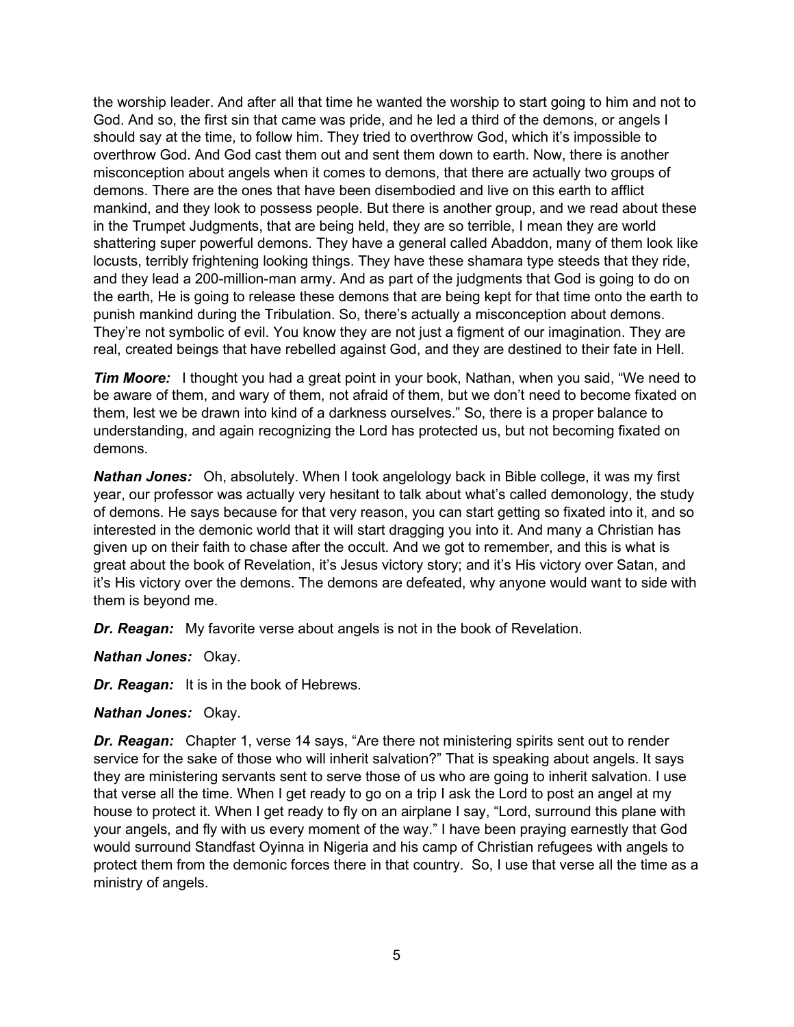the worship leader. And after all that time he wanted the worship to start going to him and not to God. And so, the first sin that came was pride, and he led a third of the demons, or angels I should say at the time, to follow him. They tried to overthrow God, which it's impossible to overthrow God. And God cast them out and sent them down to earth. Now, there is another misconception about angels when it comes to demons, that there are actually two groups of demons. There are the ones that have been disembodied and live on this earth to afflict mankind, and they look to possess people. But there is another group, and we read about these in the Trumpet Judgments, that are being held, they are so terrible, I mean they are world shattering super powerful demons. They have a general called Abaddon, many of them look like locusts, terribly frightening looking things. They have these shamara type steeds that they ride, and they lead a 200-million-man army. And as part of the judgments that God is going to do on the earth, He is going to release these demons that are being kept for that time onto the earth to punish mankind during the Tribulation. So, there's actually a misconception about demons. They're not symbolic of evil. You know they are not just a figment of our imagination. They are real, created beings that have rebelled against God, and they are destined to their fate in Hell.

***Tim Moore:*** I thought you had a great point in your book, Nathan, when you said, "We need to be aware of them, and wary of them, not afraid of them, but we don't need to become fixated on them, lest we be drawn into kind of a darkness ourselves." So, there is a proper balance to understanding, and again recognizing the Lord has protected us, but not becoming fixated on demons.

***Nathan Jones:*** Oh, absolutely. When I took angelology back in Bible college, it was my first year, our professor was actually very hesitant to talk about what's called demonology, the study of demons. He says because for that very reason, you can start getting so fixated into it, and so interested in the demonic world that it will start dragging you into it. And many a Christian has given up on their faith to chase after the occult. And we got to remember, and this is what is great about the book of Revelation, it's Jesus victory story; and it's His victory over Satan, and it's His victory over the demons. The demons are defeated, why anyone would want to side with them is beyond me.

***Dr. Reagan:*** My favorite verse about angels is not in the book of Revelation.

***Nathan Jones:*** Okay.

***Dr. Reagan:*** It is in the book of Hebrews.

***Nathan Jones:*** Okay.

***Dr. Reagan:*** Chapter 1, verse 14 says, "Are there not ministering spirits sent out to render service for the sake of those who will inherit salvation?" That is speaking about angels. It says they are ministering servants sent to serve those of us who are going to inherit salvation. I use that verse all the time. When I get ready to go on a trip I ask the Lord to post an angel at my house to protect it. When I get ready to fly on an airplane I say, "Lord, surround this plane with your angels, and fly with us every moment of the way." I have been praying earnestly that God would surround Standfast Oyinna in Nigeria and his camp of Christian refugees with angels to protect them from the demonic forces there in that country. So, I use that verse all the time as a ministry of angels.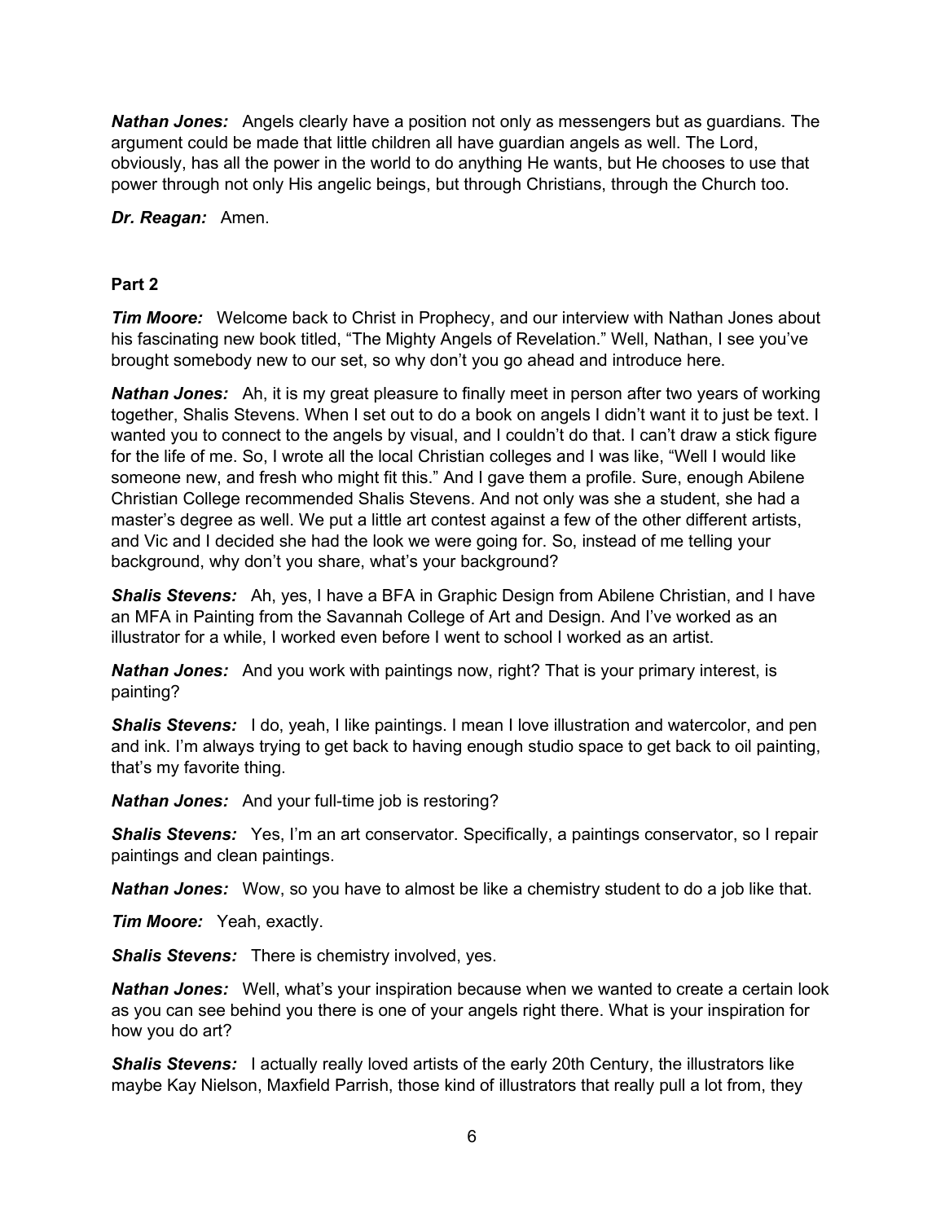***Nathan Jones:*** Angels clearly have a position not only as messengers but as guardians. The argument could be made that little children all have guardian angels as well. The Lord, obviously, has all the power in the world to do anything He wants, but He chooses to use that power through not only His angelic beings, but through Christians, through the Church too.

***Dr. Reagan:*** Amen.

**Part 2**

***Tim Moore:*** Welcome back to Christ in Prophecy, and our interview with Nathan Jones about his fascinating new book titled, "The Mighty Angels of Revelation." Well, Nathan, I see you've brought somebody new to our set, so why don't you go ahead and introduce here.

***Nathan Jones:*** Ah, it is my great pleasure to finally meet in person after two years of working together, Shalis Stevens. When I set out to do a book on angels I didn't want it to just be text. I wanted you to connect to the angels by visual, and I couldn't do that. I can't draw a stick figure for the life of me. So, I wrote all the local Christian colleges and I was like, "Well I would like someone new, and fresh who might fit this." And I gave them a profile. Sure, enough Abilene Christian College recommended Shalis Stevens. And not only was she a student, she had a master's degree as well. We put a little art contest against a few of the other different artists, and Vic and I decided she had the look we were going for. So, instead of me telling your background, why don't you share, what's your background?

***Shalis Stevens:*** Ah, yes, I have a BFA in Graphic Design from Abilene Christian, and I have an MFA in Painting from the Savannah College of Art and Design. And I've worked as an illustrator for a while, I worked even before I went to school I worked as an artist.

***Nathan Jones:*** And you work with paintings now, right? That is your primary interest, is painting?

***Shalis Stevens:*** I do, yeah, I like paintings. I mean I love illustration and watercolor, and pen and ink. I'm always trying to get back to having enough studio space to get back to oil painting, that's my favorite thing.

***Nathan Jones:*** And your full-time job is restoring?

***Shalis Stevens:*** Yes, I'm an art conservator. Specifically, a paintings conservator, so I repair paintings and clean paintings.

***Nathan Jones:*** Wow, so you have to almost be like a chemistry student to do a job like that.

***Tim Moore:*** Yeah, exactly.

***Shalis Stevens:*** There is chemistry involved, yes.

***Nathan Jones:*** Well, what's your inspiration because when we wanted to create a certain look as you can see behind you there is one of your angels right there. What is your inspiration for how you do art?

***Shalis Stevens:*** I actually really loved artists of the early 20th Century, the illustrators like maybe Kay Nielson, Maxfield Parrish, those kind of illustrators that really pull a lot from, they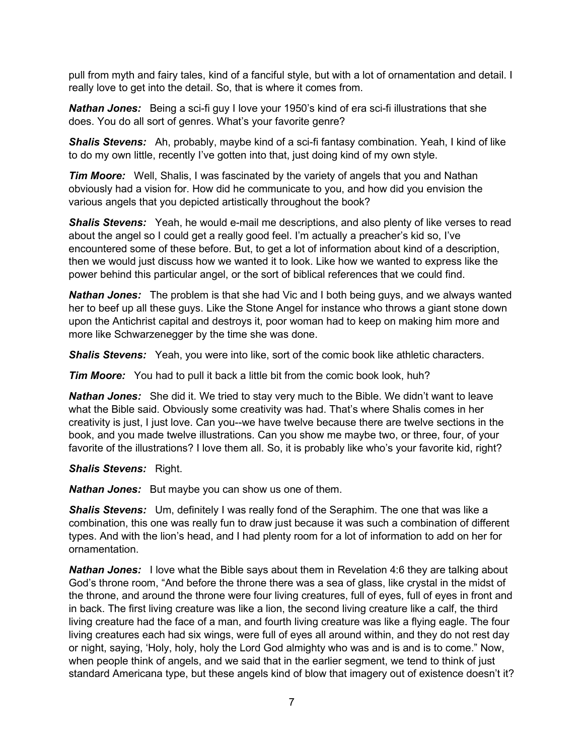pull from myth and fairy tales, kind of a fanciful style, but with a lot of ornamentation and detail. I really love to get into the detail. So, that is where it comes from.

***Nathan Jones:*** Being a sci-fi guy I love your 1950's kind of era sci-fi illustrations that she does. You do all sort of genres. What's your favorite genre?

***Shalis Stevens:*** Ah, probably, maybe kind of a sci-fi fantasy combination. Yeah, I kind of like to do my own little, recently I've gotten into that, just doing kind of my own style.

***Tim Moore:*** Well, Shalis, I was fascinated by the variety of angels that you and Nathan obviously had a vision for. How did he communicate to you, and how did you envision the various angels that you depicted artistically throughout the book?

***Shalis Stevens:*** Yeah, he would e-mail me descriptions, and also plenty of like verses to read about the angel so I could get a really good feel. I'm actually a preacher's kid so, I've encountered some of these before. But, to get a lot of information about kind of a description, then we would just discuss how we wanted it to look. Like how we wanted to express like the power behind this particular angel, or the sort of biblical references that we could find.

***Nathan Jones:*** The problem is that she had Vic and I both being guys, and we always wanted her to beef up all these guys. Like the Stone Angel for instance who throws a giant stone down upon the Antichrist capital and destroys it, poor woman had to keep on making him more and more like Schwarzenegger by the time she was done.

***Shalis Stevens:*** Yeah, you were into like, sort of the comic book like athletic characters.

***Tim Moore:*** You had to pull it back a little bit from the comic book look, huh?

***Nathan Jones:*** She did it. We tried to stay very much to the Bible. We didn't want to leave what the Bible said. Obviously some creativity was had. That's where Shalis comes in her creativity is just, I just love. Can you--we have twelve because there are twelve sections in the book, and you made twelve illustrations. Can you show me maybe two, or three, four, of your favorite of the illustrations? I love them all. So, it is probably like who's your favorite kid, right?

***Shalis Stevens:*** Right.

***Nathan Jones:*** But maybe you can show us one of them.

***Shalis Stevens:*** Um, definitely I was really fond of the Seraphim. The one that was like a combination, this one was really fun to draw just because it was such a combination of different types. And with the lion's head, and I had plenty room for a lot of information to add on her for ornamentation.

***Nathan Jones:*** I love what the Bible says about them in Revelation 4:6 they are talking about God's throne room, "And before the throne there was a sea of glass, like crystal in the midst of the throne, and around the throne were four living creatures, full of eyes, full of eyes in front and in back. The first living creature was like a lion, the second living creature like a calf, the third living creature had the face of a man, and fourth living creature was like a flying eagle. The four living creatures each had six wings, were full of eyes all around within, and they do not rest day or night, saying, 'Holy, holy, holy the Lord God almighty who was and is and is to come." Now, when people think of angels, and we said that in the earlier segment, we tend to think of just standard Americana type, but these angels kind of blow that imagery out of existence doesn't it?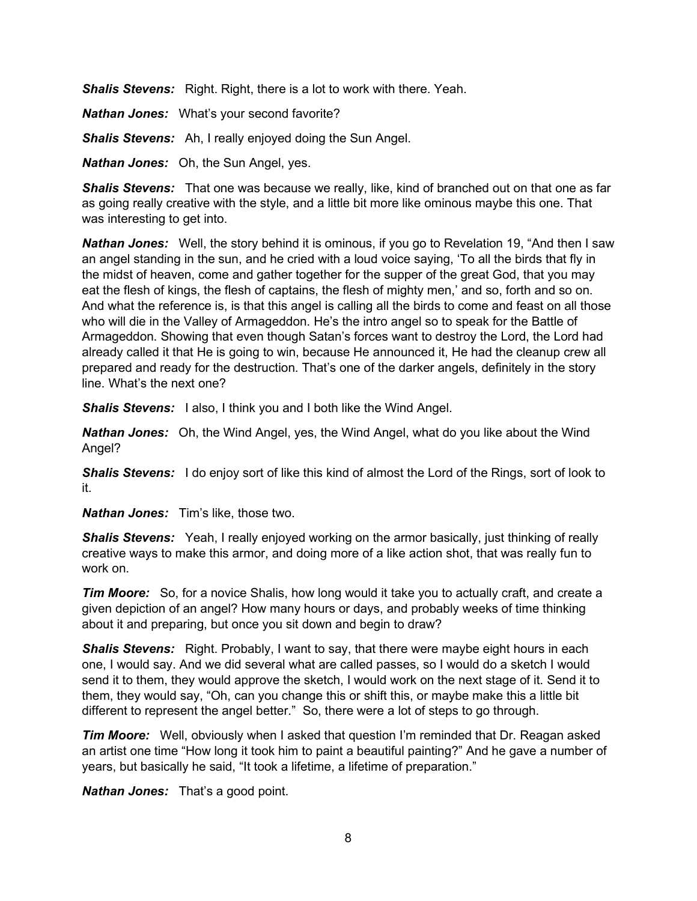***Shalis Stevens:*** Right. Right, there is a lot to work with there. Yeah.

***Nathan Jones:*** What's your second favorite?

***Shalis Stevens:*** Ah, I really enjoyed doing the Sun Angel.

***Nathan Jones:*** Oh, the Sun Angel, yes.

***Shalis Stevens:*** That one was because we really, like, kind of branched out on that one as far as going really creative with the style, and a little bit more like ominous maybe this one. That was interesting to get into.

***Nathan Jones:*** Well, the story behind it is ominous, if you go to Revelation 19, "And then I saw an angel standing in the sun, and he cried with a loud voice saying, 'To all the birds that fly in the midst of heaven, come and gather together for the supper of the great God, that you may eat the flesh of kings, the flesh of captains, the flesh of mighty men,' and so, forth and so on. And what the reference is, is that this angel is calling all the birds to come and feast on all those who will die in the Valley of Armageddon. He's the intro angel so to speak for the Battle of Armageddon. Showing that even though Satan's forces want to destroy the Lord, the Lord had already called it that He is going to win, because He announced it, He had the cleanup crew all prepared and ready for the destruction. That's one of the darker angels, definitely in the story line. What's the next one?

***Shalis Stevens:*** I also, I think you and I both like the Wind Angel.

***Nathan Jones:*** Oh, the Wind Angel, yes, the Wind Angel, what do you like about the Wind Angel?

***Shalis Stevens:*** I do enjoy sort of like this kind of almost the Lord of the Rings, sort of look to it.

***Nathan Jones:*** Tim's like, those two.

***Shalis Stevens:*** Yeah, I really enjoyed working on the armor basically, just thinking of really creative ways to make this armor, and doing more of a like action shot, that was really fun to work on.

***Tim Moore:*** So, for a novice Shalis, how long would it take you to actually craft, and create a given depiction of an angel? How many hours or days, and probably weeks of time thinking about it and preparing, but once you sit down and begin to draw?

***Shalis Stevens:*** Right. Probably, I want to say, that there were maybe eight hours in each one, I would say. And we did several what are called passes, so I would do a sketch I would send it to them, they would approve the sketch, I would work on the next stage of it. Send it to them, they would say, "Oh, can you change this or shift this, or maybe make this a little bit different to represent the angel better." So, there were a lot of steps to go through.

***Tim Moore:*** Well, obviously when I asked that question I'm reminded that Dr. Reagan asked an artist one time "How long it took him to paint a beautiful painting?" And he gave a number of years, but basically he said, "It took a lifetime, a lifetime of preparation."

***Nathan Jones:*** That's a good point.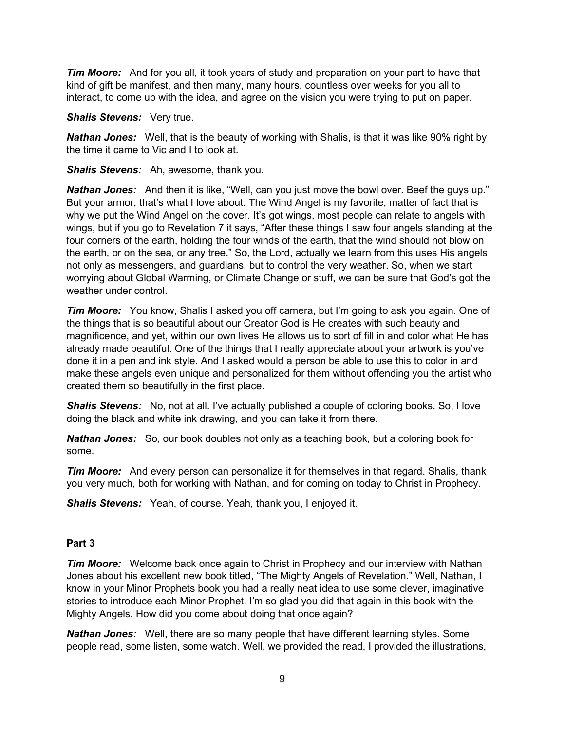***Tim Moore:*** And for you all, it took years of study and preparation on your part to have that kind of gift be manifest, and then many, many hours, countless over weeks for you all to interact, to come up with the idea, and agree on the vision you were trying to put on paper.

***Shalis Stevens:*** Very true.

***Nathan Jones:*** Well, that is the beauty of working with Shalis, is that it was like 90% right by the time it came to Vic and I to look at.

***Shalis Stevens:*** Ah, awesome, thank you.

***Nathan Jones:*** And then it is like, "Well, can you just move the bowl over. Beef the guys up." But your armor, that's what I love about. The Wind Angel is my favorite, matter of fact that is why we put the Wind Angel on the cover. It's got wings, most people can relate to angels with wings, but if you go to Revelation 7 it says, "After these things I saw four angels standing at the four corners of the earth, holding the four winds of the earth, that the wind should not blow on the earth, or on the sea, or any tree." So, the Lord, actually we learn from this uses His angels not only as messengers, and guardians, but to control the very weather. So, when we start worrying about Global Warming, or Climate Change or stuff, we can be sure that God's got the weather under control.

***Tim Moore:*** You know, Shalis I asked you off camera, but I'm going to ask you again. One of the things that is so beautiful about our Creator God is He creates with such beauty and magnificence, and yet, within our own lives He allows us to sort of fill in and color what He has already made beautiful. One of the things that I really appreciate about your artwork is you've done it in a pen and ink style. And I asked would a person be able to use this to color in and make these angels even unique and personalized for them without offending you the artist who created them so beautifully in the first place.

***Shalis Stevens:*** No, not at all. I've actually published a couple of coloring books. So, I love doing the black and white ink drawing, and you can take it from there.

***Nathan Jones:*** So, our book doubles not only as a teaching book, but a coloring book for some.

***Tim Moore:*** And every person can personalize it for themselves in that regard. Shalis, thank you very much, both for working with Nathan, and for coming on today to Christ in Prophecy.

***Shalis Stevens:*** Yeah, of course. Yeah, thank you, I enjoyed it.

**Part 3**

***Tim Moore:*** Welcome back once again to Christ in Prophecy and our interview with Nathan Jones about his excellent new book titled, "The Mighty Angels of Revelation." Well, Nathan, I know in your Minor Prophets book you had a really neat idea to use some clever, imaginative stories to introduce each Minor Prophet. I'm so glad you did that again in this book with the Mighty Angels. How did you come about doing that once again?

***Nathan Jones:*** Well, there are so many people that have different learning styles. Some people read, some listen, some watch. Well, we provided the read, I provided the illustrations,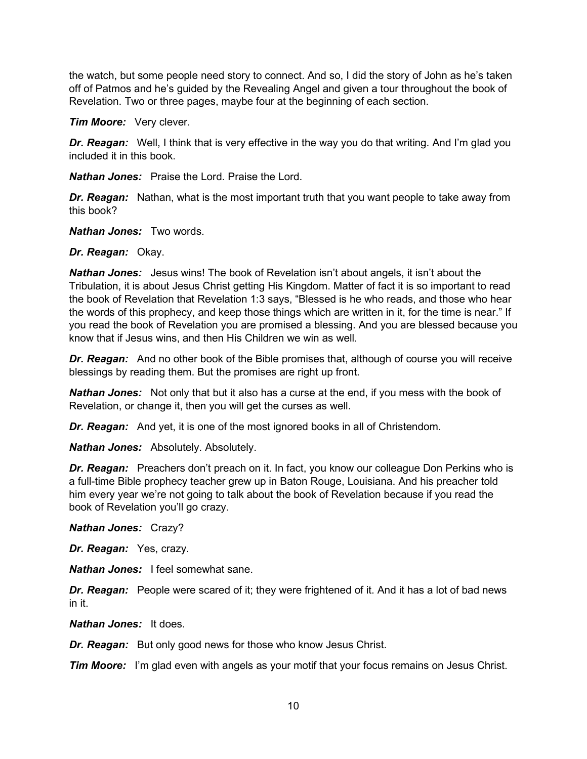the watch, but some people need story to connect. And so, I did the story of John as he's taken off of Patmos and he's guided by the Revealing Angel and given a tour throughout the book of Revelation. Two or three pages, maybe four at the beginning of each section.

***Tim Moore:*** Very clever.

***Dr. Reagan:*** Well, I think that is very effective in the way you do that writing. And I'm glad you included it in this book.

***Nathan Jones:*** Praise the Lord. Praise the Lord.

***Dr. Reagan:*** Nathan, what is the most important truth that you want people to take away from this book?

***Nathan Jones:*** Two words.

***Dr. Reagan:*** Okay.

***Nathan Jones:*** Jesus wins! The book of Revelation isn't about angels, it isn't about the Tribulation, it is about Jesus Christ getting His Kingdom. Matter of fact it is so important to read the book of Revelation that Revelation 1:3 says, "Blessed is he who reads, and those who hear the words of this prophecy, and keep those things which are written in it, for the time is near." If you read the book of Revelation you are promised a blessing. And you are blessed because you know that if Jesus wins, and then His Children we win as well.

***Dr. Reagan:*** And no other book of the Bible promises that, although of course you will receive blessings by reading them. But the promises are right up front.

***Nathan Jones:*** Not only that but it also has a curse at the end, if you mess with the book of Revelation, or change it, then you will get the curses as well.

***Dr. Reagan:*** And yet, it is one of the most ignored books in all of Christendom.

***Nathan Jones:*** Absolutely. Absolutely.

***Dr. Reagan:*** Preachers don't preach on it. In fact, you know our colleague Don Perkins who is a full-time Bible prophecy teacher grew up in Baton Rouge, Louisiana. And his preacher told him every year we're not going to talk about the book of Revelation because if you read the book of Revelation you'll go crazy.

***Nathan Jones:*** Crazy?

***Dr. Reagan:*** Yes, crazy.

***Nathan Jones:*** I feel somewhat sane.

***Dr. Reagan:*** People were scared of it; they were frightened of it. And it has a lot of bad news in it.

***Nathan Jones:*** It does.

***Dr. Reagan:*** But only good news for those who know Jesus Christ.

***Tim Moore:*** I'm glad even with angels as your motif that your focus remains on Jesus Christ.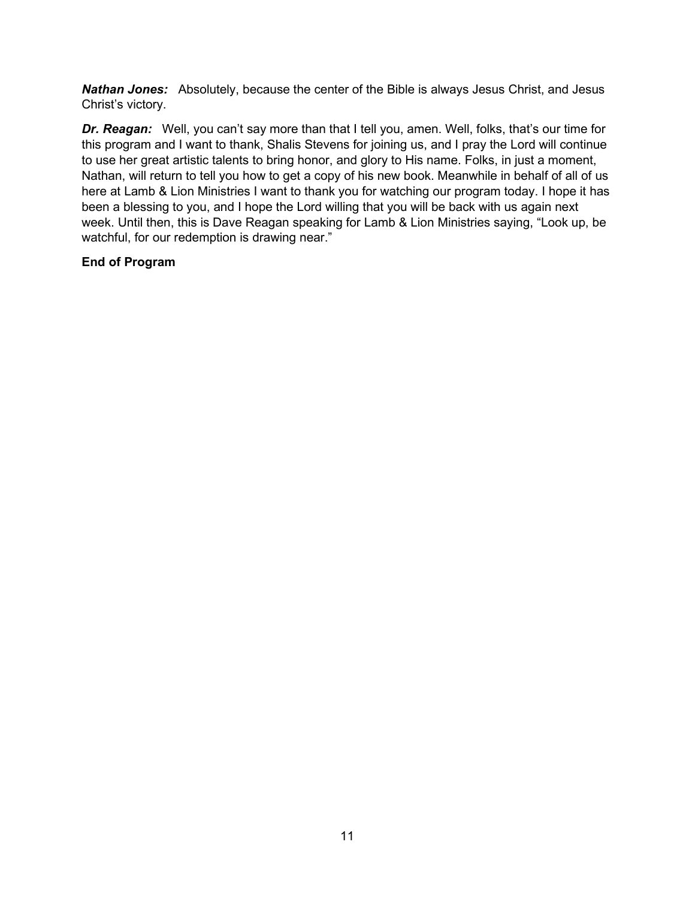***Nathan Jones:*** Absolutely, because the center of the Bible is always Jesus Christ, and Jesus Christ's victory.

***Dr. Reagan:*** Well, you can't say more than that I tell you, amen. Well, folks, that's our time for this program and I want to thank, Shalis Stevens for joining us, and I pray the Lord will continue to use her great artistic talents to bring honor, and glory to His name. Folks, in just a moment, Nathan, will return to tell you how to get a copy of his new book. Meanwhile in behalf of all of us here at Lamb & Lion Ministries I want to thank you for watching our program today. I hope it has been a blessing to you, and I hope the Lord willing that you will be back with us again next week. Until then, this is Dave Reagan speaking for Lamb & Lion Ministries saying, "Look up, be watchful, for our redemption is drawing near."

**End of Program**